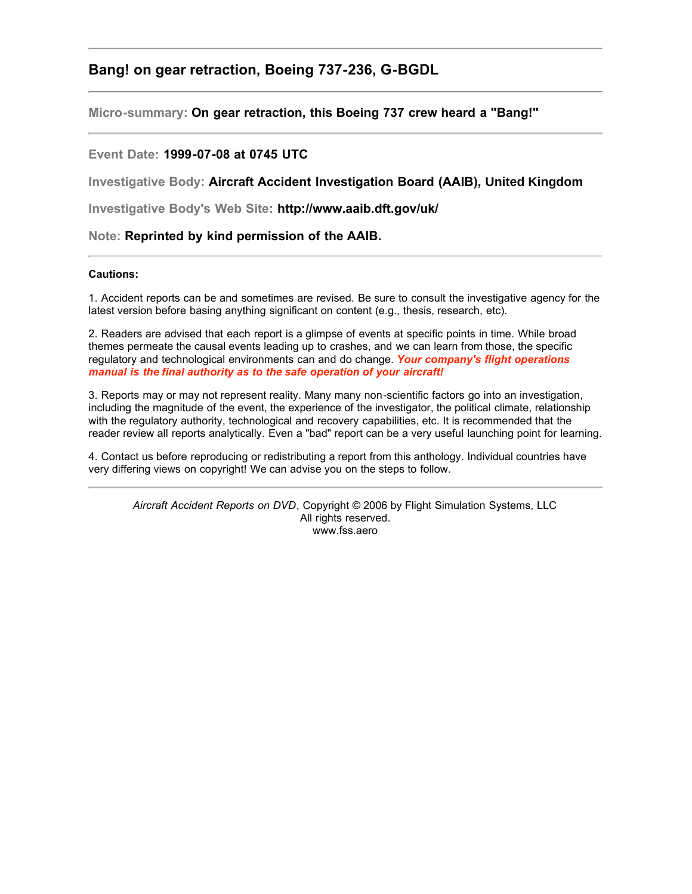## Bang! on gear retraction, Boeing 737-236, G-BGDL

---

**Micro-summary:** **On gear retraction, this Boeing 737 crew heard a "Bang!"**

---

**Event Date:** **1999-07-08 at 0745 UTC**

**Investigative Body:** **Aircraft Accident Investigation Board (AAIB), United Kingdom**

**Investigative Body's Web Site:** **http://www.aaib.dft.gov/uk/**

**Note:** **Reprinted by kind permission of the AAIB.**

---

**Cautions:**

1. Accident reports can be and sometimes are revised. Be sure to consult the investigative agency for the latest version before basing anything significant on content (e.g., thesis, research, etc).

2. Readers are advised that each report is a glimpse of events at specific points in time. While broad themes permeate the causal events leading up to crashes, and we can learn from those, the specific regulatory and technological environments can and do change. ***Your company's flight operations manual is the final authority as to the safe operation of your aircraft!***

3. Reports may or may not represent reality. Many many non-scientific factors go into an investigation, including the magnitude of the event, the experience of the investigator, the political climate, relationship with the regulatory authority, technological and recovery capabilities, etc. It is recommended that the reader review all reports analytically. Even a "bad" report can be a very useful launching point for learning.

4. Contact us before reproducing or redistributing a report from this anthology. Individual countries have very differing views on copyright! We can advise you on the steps to follow.

---

*Aircraft Accident Reports on DVD*, Copyright © 2006 by Flight Simulation Systems, LLC
All rights reserved.
www.fss.aero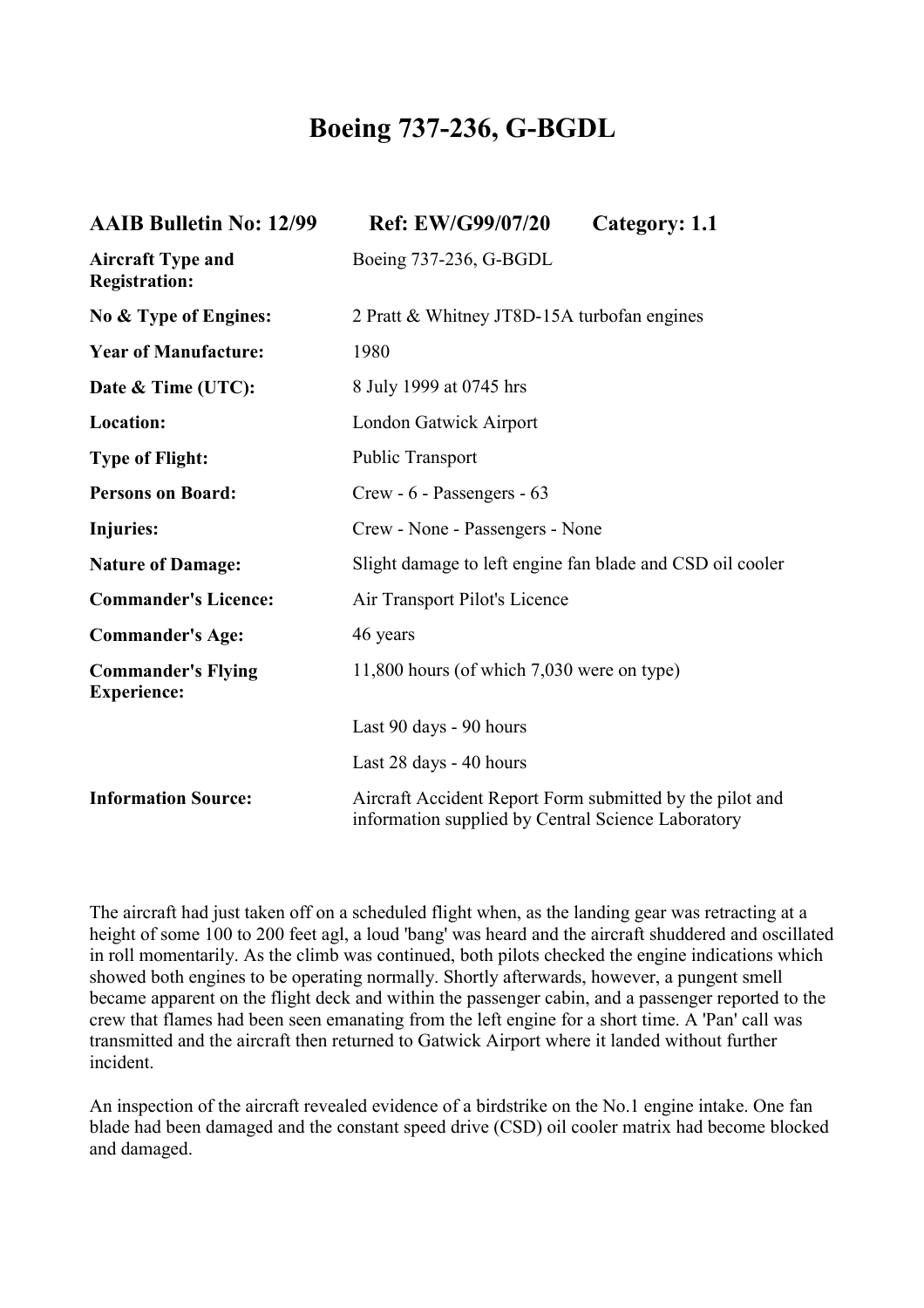# Boeing 737-236, G-BGDL

| AAIB Bulletin No: 12/99 | Ref: EW/G99/07/20 | Category: 1.1 |
| --- | --- | --- |

| | |
| --- | --- |
| **Aircraft Type and Registration:** | Boeing 737-236, G-BGDL |
| **No & Type of Engines:** | 2 Pratt & Whitney JT8D-15A turbofan engines |
| **Year of Manufacture:** | 1980 |
| **Date & Time (UTC):** | 8 July 1999 at 0745 hrs |
| **Location:** | London Gatwick Airport |
| **Type of Flight:** | Public Transport |
| **Persons on Board:** | Crew - 6 - Passengers - 63 |
| **Injuries:** | Crew - None - Passengers - None |
| **Nature of Damage:** | Slight damage to left engine fan blade and CSD oil cooler |
| **Commander's Licence:** | Air Transport Pilot's Licence |
| **Commander's Age:** | 46 years |
| **Commander's Flying Experience:** | 11,800 hours (of which 7,030 were on type) |
| | Last 90 days - 90 hours |
| | Last 28 days - 40 hours |
| **Information Source:** | Aircraft Accident Report Form submitted by the pilot and information supplied by Central Science Laboratory |

The aircraft had just taken off on a scheduled flight when, as the landing gear was retracting at a height of some 100 to 200 feet agl, a loud 'bang' was heard and the aircraft shuddered and oscillated in roll momentarily. As the climb was continued, both pilots checked the engine indications which showed both engines to be operating normally. Shortly afterwards, however, a pungent smell became apparent on the flight deck and within the passenger cabin, and a passenger reported to the crew that flames had been seen emanating from the left engine for a short time. A 'Pan' call was transmitted and the aircraft then returned to Gatwick Airport where it landed without further incident.

An inspection of the aircraft revealed evidence of a birdstrike on the No.1 engine intake. One fan blade had been damaged and the constant speed drive (CSD) oil cooler matrix had become blocked and damaged.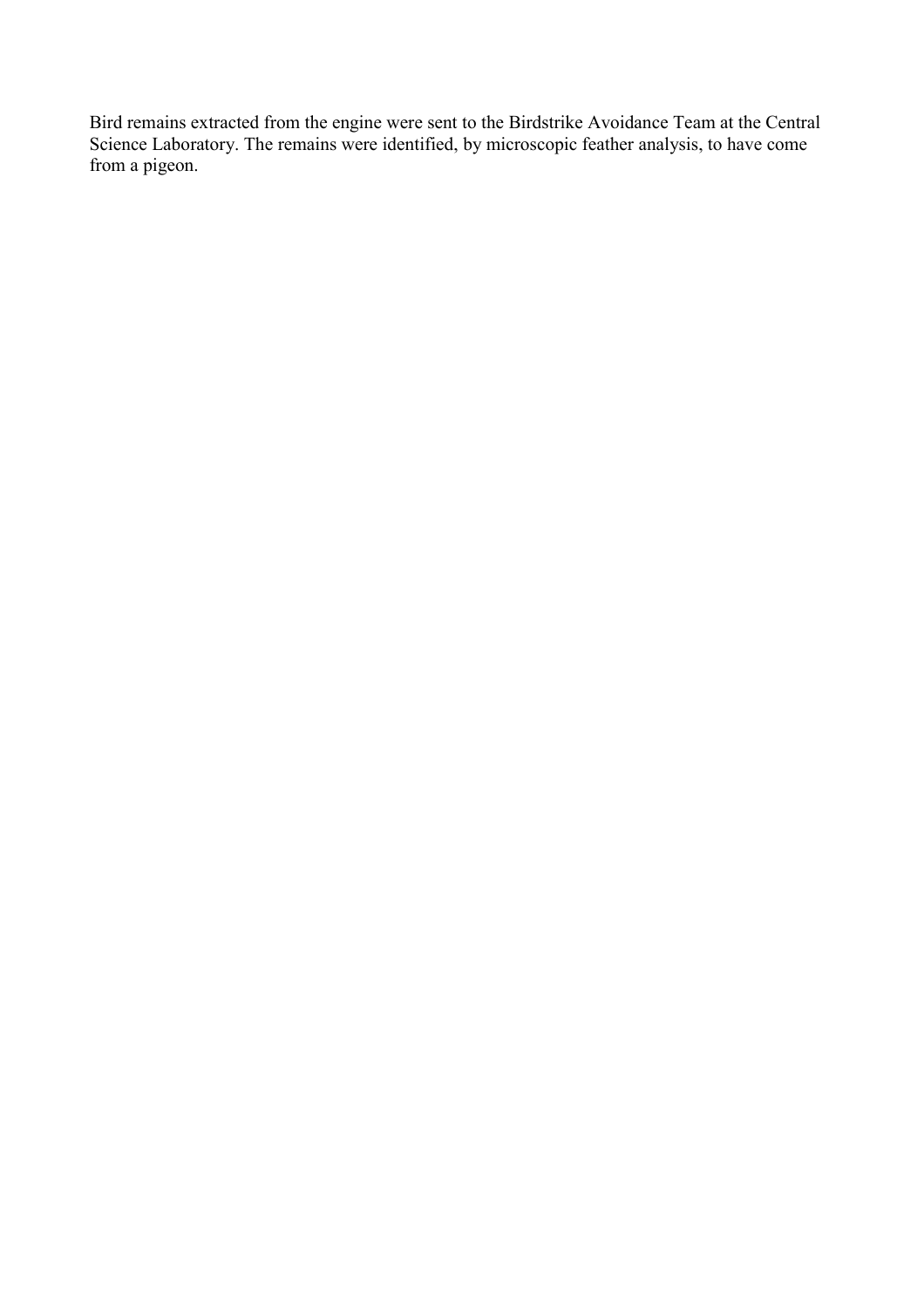Bird remains extracted from the engine were sent to the Birdstrike Avoidance Team at the Central Science Laboratory. The remains were identified, by microscopic feather analysis, to have come from a pigeon.